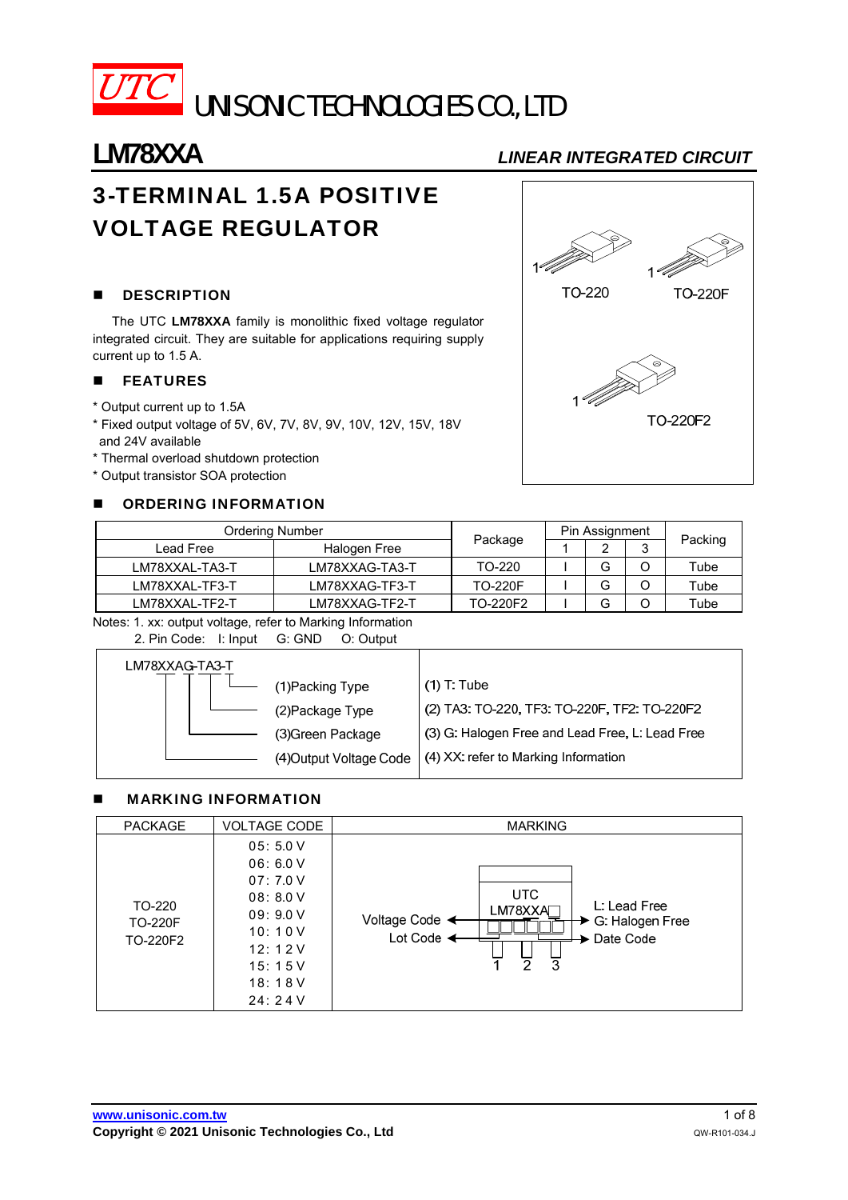# UTC UNISONIC TECHNOLOGIES CO., LTD

**LM78XXA** *LINEAR INTEGRATED CIRCUIT*

## 3-TERMINAL 1.5A POSITIVE VOLTAGE REGULATOR

TO-220 TO-220F TO-220F2

### ■ DESCRIPTION

The UTC **LM78XXA** family is monolithic fixed voltage regulator integrated circuit. They are suitable for applications requiring supply current up to 1.5 A.

### ■ FEATURES

* Output current up to 1.5A
* Fixed output voltage of 5V, 6V, 7V, 8V, 9V, 10V, 12V, 15V, 18V and 24V available
* Thermal overload shutdown protection
* Output transistor SOA protection

### ■ ORDERING INFORMATION

| Ordering Number | | Package | Pin Assignment | | | Packing |
|---|---|---|---|---|---|---|
| Lead Free | Halogen Free | | 1 | 2 | 3 | |
| LM78XXAL-TA3-T | LM78XXAG-TA3-T | TO-220 | I | G | O | Tube |
| LM78XXAL-TF3-T | LM78XXAG-TF3-T | TO-220F | I | G | O | Tube |
| LM78XXAL-TF2-T | LM78XXAG-TF2-T | TO-220F2 | I | G | O | Tube |

Notes: 1. xx: output voltage, refer to Marking Information
2. Pin Code: I: Input G: GND O: Output

| LM78XXAG-TA3-T | |
|---|---|
| (1)Packing Type | (1) T: Tube |
| (2)Package Type | (2) TA3: TO-220, TF3: TO-220F, TF2: TO-220F2 |
| (3)Green Package | (3) G: Halogen Free and Lead Free, L: Lead Free |
| (4)Output Voltage Code | (4) XX: refer to Marking Information |

### ■ MARKING INFORMATION

| PACKAGE | VOLTAGE CODE | MARKING |
|---|---|---|
| TO-220<br>TO-220F<br>TO-220F2 | 05: 5.0 V<br>06: 6.0 V<br>07: 7.0 V<br>08: 8.0 V<br>09: 9.0 V<br>10: 10 V<br>12: 12 V<br>15: 15 V<br>18: 18 V<br>24: 24 V | UTC LM78XXA□ — Voltage Code; Lot Code; L: Lead Free, G: Halogen Free; Date Code; pins 1 2 3 |

**www.unisonic.com.tw**
**Copyright © 2021 Unisonic Technologies Co., Ltd**
QW-R101-034.J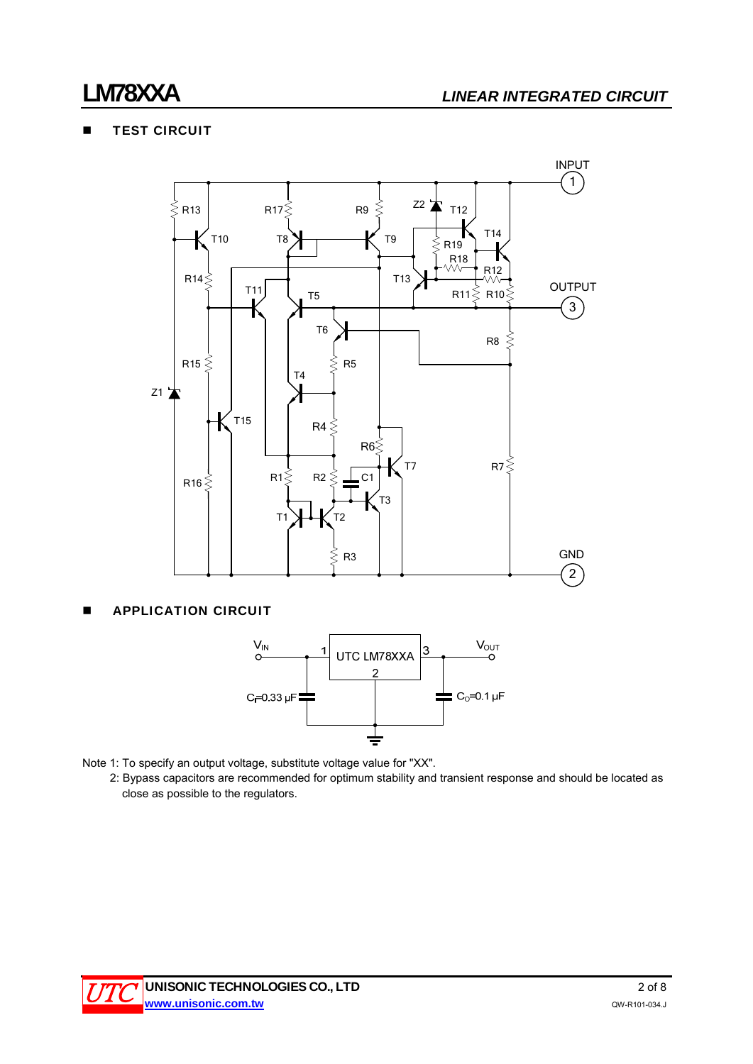## TEST CIRCUIT

## APPLICATION CIRCUIT

Note 1: To specify an output voltage, substitute voltage value for "XX".

2: Bypass capacitors are recommended for optimum stability and transient response and should be located as close as possible to the regulators.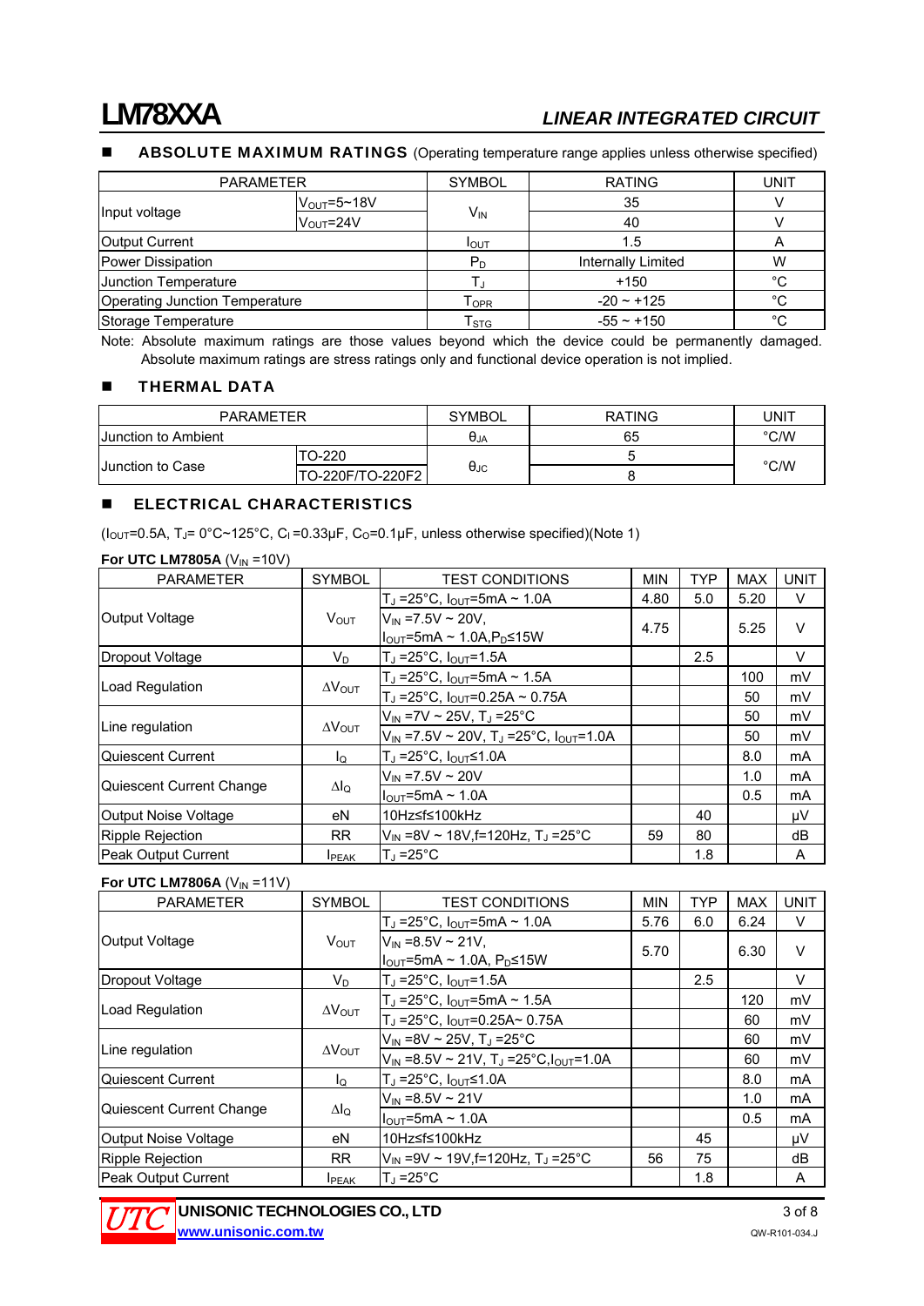## ABSOLUTE MAXIMUM RATINGS (Operating temperature range applies unless otherwise specified)

| PARAMETER | | SYMBOL | RATING | UNIT |
|---|---|---|---|---|
| Input voltage | $V_{OUT}$=5~18V | $V_{IN}$ | 35 | V |
| | $V_{OUT}$=24V | | 40 | V |
| Output Current | | $I_{OUT}$ | 1.5 | A |
| Power Dissipation | | $P_D$ | Internally Limited | W |
| Junction Temperature | | $T_J$ | +150 | °C |
| Operating Junction Temperature | | $T_{OPR}$ | -20 ~ +125 | °C |
| Storage Temperature | | $T_{STG}$ | -55 ~ +150 | °C |

Note: Absolute maximum ratings are those values beyond which the device could be permanently damaged. Absolute maximum ratings are stress ratings only and functional device operation is not implied.

## THERMAL DATA

| PARAMETER | | SYMBOL | RATING | UNIT |
|---|---|---|---|---|
| Junction to Ambient | | $\theta_{JA}$ | 65 | °C/W |
| Junction to Case | TO-220 | $\theta_{JC}$ | 5 | °C/W |
| | TO-220F/TO-220F2 | | 8 | |

## ELECTRICAL CHARACTERISTICS

($I_{OUT}$=0.5A, $T_J$= 0°C~125°C, $C_I$ =0.33μF, $C_O$=0.1μF, unless otherwise specified)(Note 1)

**For UTC LM7805A** ($V_{IN}$ =10V)

| PARAMETER | SYMBOL | TEST CONDITIONS | MIN | TYP | MAX | UNIT |
|---|---|---|---|---|---|---|
| Output Voltage | $V_{OUT}$ | $T_J$ =25°C, $I_{OUT}$=5mA ~ 1.0A | 4.80 | 5.0 | 5.20 | V |
| | | $V_{IN}$ =7.5V ~ 20V, $I_{OUT}$=5mA ~ 1.0A,$P_D$≤15W | 4.75 | | 5.25 | V |
| Dropout Voltage | $V_D$ | $T_J$ =25°C, $I_{OUT}$=1.5A | | 2.5 | | V |
| Load Regulation | $\Delta V_{OUT}$ | $T_J$ =25°C, $I_{OUT}$=5mA ~ 1.5A | | | 100 | mV |
| | | $T_J$ =25°C, $I_{OUT}$=0.25A ~ 0.75A | | | 50 | mV |
| Line regulation | $\Delta V_{OUT}$ | $V_{IN}$ =7V ~ 25V, $T_J$ =25°C | | | 50 | mV |
| | | $V_{IN}$ =7.5V ~ 20V, $T_J$ =25°C, $I_{OUT}$=1.0A | | | 50 | mV |
| Quiescent Current | $I_Q$ | $T_J$ =25°C, $I_{OUT}$≤1.0A | | | 8.0 | mA |
| Quiescent Current Change | $\Delta I_Q$ | $V_{IN}$ =7.5V ~ 20V | | | 1.0 | mA |
| | | $I_{OUT}$=5mA ~ 1.0A | | | 0.5 | mA |
| Output Noise Voltage | eN | 10Hz≤f≤100kHz | | 40 | | μV |
| Ripple Rejection | RR | $V_{IN}$ =8V ~ 18V,f=120Hz, $T_J$ =25°C | 59 | 80 | | dB |
| Peak Output Current | $I_{PEAK}$ | $T_J$ =25°C | | 1.8 | | A |

**For UTC LM7806A** ($V_{IN}$ =11V)

| PARAMETER | SYMBOL | TEST CONDITIONS | MIN | TYP | MAX | UNIT |
|---|---|---|---|---|---|---|
| Output Voltage | $V_{OUT}$ | $T_J$ =25°C, $I_{OUT}$=5mA ~ 1.0A | 5.76 | 6.0 | 6.24 | V |
| | | $V_{IN}$ =8.5V ~ 21V, $I_{OUT}$=5mA ~ 1.0A, $P_D$≤15W | 5.70 | | 6.30 | V |
| Dropout Voltage | $V_D$ | $T_J$ =25°C, $I_{OUT}$=1.5A | | 2.5 | | V |
| Load Regulation | $\Delta V_{OUT}$ | $T_J$ =25°C, $I_{OUT}$=5mA ~ 1.5A | | | 120 | mV |
| | | $T_J$ =25°C, $I_{OUT}$=0.25A~ 0.75A | | | 60 | mV |
| Line regulation | $\Delta V_{OUT}$ | $V_{IN}$ =8V ~ 25V, $T_J$ =25°C | | | 60 | mV |
| | | $V_{IN}$ =8.5V ~ 21V, $T_J$ =25°C,$I_{OUT}$=1.0A | | | 60 | mV |
| Quiescent Current | $I_Q$ | $T_J$ =25°C, $I_{OUT}$≤1.0A | | | 8.0 | mA |
| Quiescent Current Change | $\Delta I_Q$ | $V_{IN}$ =8.5V ~ 21V | | | 1.0 | mA |
| | | $I_{OUT}$=5mA ~ 1.0A | | | 0.5 | mA |
| Output Noise Voltage | eN | 10Hz≤f≤100kHz | | 45 | | μV |
| Ripple Rejection | RR | $V_{IN}$ =9V ~ 19V,f=120Hz, $T_J$ =25°C | 56 | 75 | | dB |
| Peak Output Current | $I_{PEAK}$ | $T_J$ =25°C | | 1.8 | | A |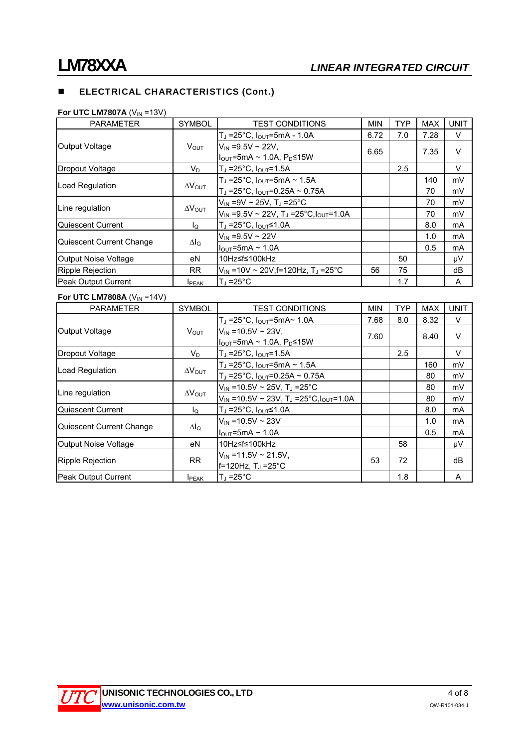## ELECTRICAL CHARACTERISTICS (Cont.)

**For UTC LM7807A** ($V_{IN}$ =13V)

| PARAMETER | SYMBOL | TEST CONDITIONS | MIN | TYP | MAX | UNIT |
|---|---|---|---|---|---|---|
| Output Voltage | $V_{OUT}$ | $T_J$ =25°C, $I_{OUT}$=5mA - 1.0A | 6.72 | 7.0 | 7.28 | V |
| | | $V_{IN}$ =9.5V ~ 22V, $I_{OUT}$=5mA ~ 1.0A, $P_D$≤15W | 6.65 | | 7.35 | V |
| Dropout Voltage | $V_D$ | $T_J$ =25°C, $I_{OUT}$=1.5A | | 2.5 | | V |
| Load Regulation | $\Delta V_{OUT}$ | $T_J$ =25°C, $I_{OUT}$=5mA ~ 1.5A | | | 140 | mV |
| | | $T_J$ =25°C, $I_{OUT}$=0.25A ~ 0.75A | | | 70 | mV |
| Line regulation | $\Delta V_{OUT}$ | $V_{IN}$ =9V ~ 25V, $T_J$ =25°C | | | 70 | mV |
| | | $V_{IN}$ =9.5V ~ 22V, $T_J$ =25°C, $I_{OUT}$=1.0A | | | 70 | mV |
| Quiescent Current | $I_Q$ | $T_J$ =25°C, $I_{OUT}$≤1.0A | | | 8.0 | mA |
| Quiescent Current Change | $\Delta I_Q$ | $V_{IN}$ =9.5V ~ 22V | | | 1.0 | mA |
| | | $I_{OUT}$=5mA ~ 1.0A | | | 0.5 | mA |
| Output Noise Voltage | eN | 10Hz≤f≤100kHz | | 50 | | μV |
| Ripple Rejection | RR | $V_{IN}$ =10V ~ 20V,f=120Hz, $T_J$ =25°C | 56 | 75 | | dB |
| Peak Output Current | $I_{PEAK}$ | $T_J$ =25°C | | 1.7 | | A |

**For UTC LM7808A** ($V_{IN}$ =14V)

| PARAMETER | SYMBOL | TEST CONDITIONS | MIN | TYP | MAX | UNIT |
|---|---|---|---|---|---|---|
| Output Voltage | $V_{OUT}$ | $T_J$ =25°C, $I_{OUT}$=5mA~ 1.0A | 7.68 | 8.0 | 8.32 | V |
| | | $V_{IN}$ =10.5V ~ 23V, $I_{OUT}$=5mA ~ 1.0A, $P_D$≤15W | 7.60 | | 8.40 | V |
| Dropout Voltage | $V_D$ | $T_J$ =25°C, $I_{OUT}$=1.5A | | 2.5 | | V |
| Load Regulation | $\Delta V_{OUT}$ | $T_J$ =25°C, $I_{OUT}$=5mA ~ 1.5A | | | 160 | mV |
| | | $T_J$ =25°C, $I_{OUT}$=0.25A ~ 0.75A | | | 80 | mV |
| Line regulation | $\Delta V_{OUT}$ | $V_{IN}$ =10.5V ~ 25V, $T_J$ =25°C | | | 80 | mV |
| | | $V_{IN}$ =10.5V ~ 23V, $T_J$ =25°C, $I_{OUT}$=1.0A | | | 80 | mV |
| Quiescent Current | $I_Q$ | $T_J$ =25°C, $I_{OUT}$≤1.0A | | | 8.0 | mA |
| Quiescent Current Change | $\Delta I_Q$ | $V_{IN}$ =10.5V ~ 23V | | | 1.0 | mA |
| | | $I_{OUT}$=5mA ~ 1.0A | | | 0.5 | mA |
| Output Noise Voltage | eN | 10Hz≤f≤100kHz | | 58 | | μV |
| Ripple Rejection | RR | $V_{IN}$ =11.5V ~ 21.5V, f=120Hz, $T_J$ =25°C | 53 | 72 | | dB |
| Peak Output Current | $I_{PEAK}$ | $T_J$ =25°C | | 1.8 | | A |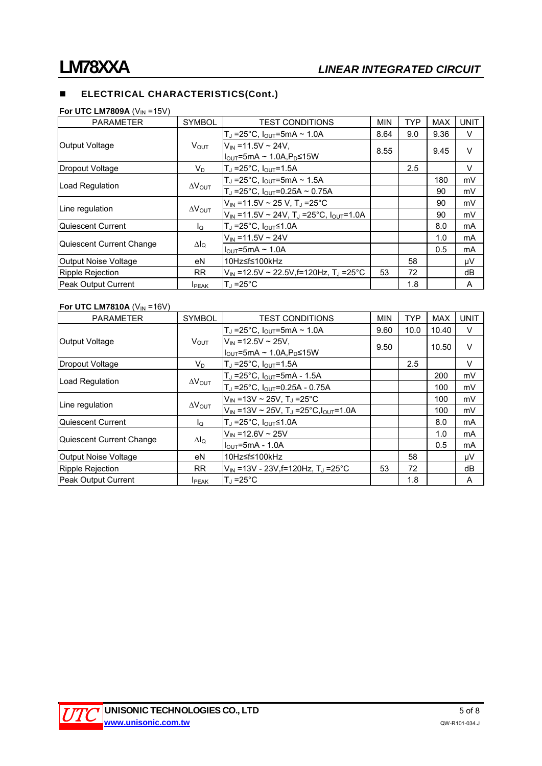## ■ ELECTRICAL CHARACTERISTICS(Cont.)

**For UTC LM7809A** ($V_{IN}$ =15V)

| PARAMETER | SYMBOL | TEST CONDITIONS | MIN | TYP | MAX | UNIT |
|---|---|---|---|---|---|---|
| Output Voltage | $V_{OUT}$ | $T_J$ =25°C, $I_{OUT}$=5mA ~ 1.0A | 8.64 | 9.0 | 9.36 | V |
| | | $V_{IN}$ =11.5V ~ 24V, $I_{OUT}$=5mA ~ 1.0A,$P_D$≤15W | 8.55 | | 9.45 | V |
| Dropout Voltage | $V_D$ | $T_J$ =25°C, $I_{OUT}$=1.5A | | 2.5 | | V |
| Load Regulation | $\Delta V_{OUT}$ | $T_J$ =25°C, $I_{OUT}$=5mA ~ 1.5A | | | 180 | mV |
| | | $T_J$ =25°C, $I_{OUT}$=0.25A ~ 0.75A | | | 90 | mV |
| Line regulation | $\Delta V_{OUT}$ | $V_{IN}$ =11.5V ~ 25 V, $T_J$ =25°C | | | 90 | mV |
| | | $V_{IN}$ =11.5V ~ 24V, $T_J$ =25°C, $I_{OUT}$=1.0A | | | 90 | mV |
| Quiescent Current | $I_Q$ | $T_J$ =25°C, $I_{OUT}$≤1.0A | | | 8.0 | mA |
| Quiescent Current Change | $\Delta I_Q$ | $V_{IN}$ =11.5V ~ 24V | | | 1.0 | mA |
| | | $I_{OUT}$=5mA ~ 1.0A | | | 0.5 | mA |
| Output Noise Voltage | eN | 10Hz≤f≤100kHz | | 58 | | μV |
| Ripple Rejection | RR | $V_{IN}$ =12.5V ~ 22.5V,f=120Hz, $T_J$ =25°C | 53 | 72 | | dB |
| Peak Output Current | $I_{PEAK}$ | $T_J$ =25°C | | 1.8 | | A |

**For UTC LM7810A** ($V_{IN}$ =16V)

| PARAMETER | SYMBOL | TEST CONDITIONS | MIN | TYP | MAX | UNIT |
|---|---|---|---|---|---|---|
| Output Voltage | $V_{OUT}$ | $T_J$ =25°C, $I_{OUT}$=5mA ~ 1.0A | 9.60 | 10.0 | 10.40 | V |
| | | $V_{IN}$ =12.5V ~ 25V, $I_{OUT}$=5mA ~ 1.0A,$P_D$≤15W | 9.50 | | 10.50 | V |
| Dropout Voltage | $V_D$ | $T_J$ =25°C, $I_{OUT}$=1.5A | | 2.5 | | V |
| Load Regulation | $\Delta V_{OUT}$ | $T_J$ =25°C, $I_{OUT}$=5mA - 1.5A | | | 200 | mV |
| | | $T_J$ =25°C, $I_{OUT}$=0.25A - 0.75A | | | 100 | mV |
| Line regulation | $\Delta V_{OUT}$ | $V_{IN}$ =13V ~ 25V, $T_J$ =25°C | | | 100 | mV |
| | | $V_{IN}$ =13V ~ 25V, $T_J$ =25°C,$I_{OUT}$=1.0A | | | 100 | mV |
| Quiescent Current | $I_Q$ | $T_J$ =25°C, $I_{OUT}$≤1.0A | | | 8.0 | mA |
| Quiescent Current Change | $\Delta I_Q$ | $V_{IN}$ =12.6V ~ 25V | | | 1.0 | mA |
| | | $I_{OUT}$=5mA - 1.0A | | | 0.5 | mA |
| Output Noise Voltage | eN | 10Hz≤f≤100kHz | | 58 | | μV |
| Ripple Rejection | RR | $V_{IN}$ =13V - 23V,f=120Hz, $T_J$ =25°C | 53 | 72 | | dB |
| Peak Output Current | $I_{PEAK}$ | $T_J$ =25°C | | 1.8 | | A |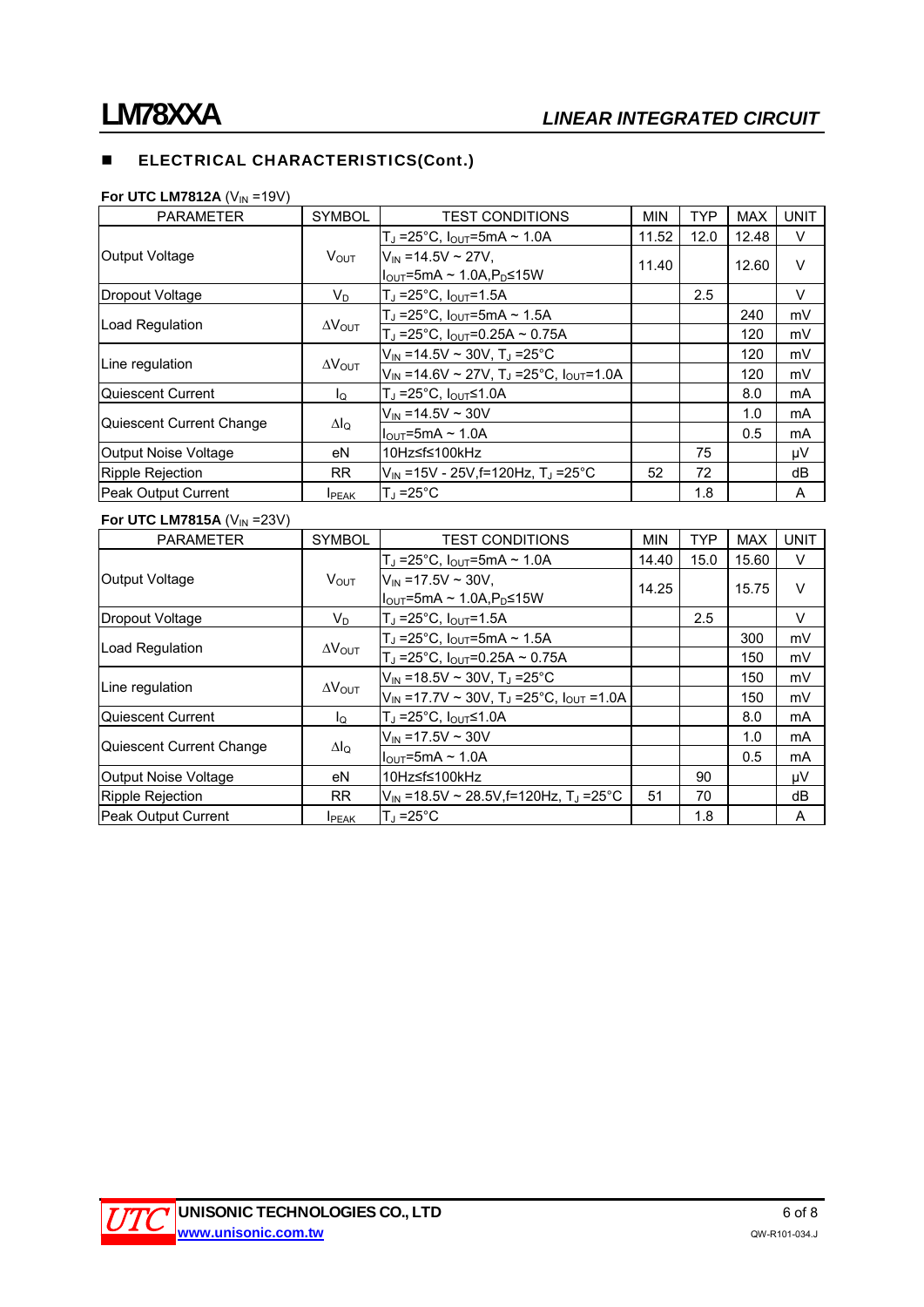## ELECTRICAL CHARACTERISTICS(Cont.)

**For UTC LM7812A** ($V_{IN}$ =19V)

| PARAMETER | SYMBOL | TEST CONDITIONS | MIN | TYP | MAX | UNIT |
|---|---|---|---|---|---|---|
| Output Voltage | $V_{OUT}$ | $T_J$ =25°C, $I_{OUT}$=5mA ~ 1.0A | 11.52 | 12.0 | 12.48 | V |
| | | $V_{IN}$ =14.5V ~ 27V, $I_{OUT}$=5mA ~ 1.0A,$P_D$≤15W | 11.40 | | 12.60 | V |
| Dropout Voltage | $V_D$ | $T_J$ =25°C, $I_{OUT}$=1.5A | | 2.5 | | V |
| Load Regulation | $\Delta V_{OUT}$ | $T_J$ =25°C, $I_{OUT}$=5mA ~ 1.5A | | | 240 | mV |
| | | $T_J$ =25°C, $I_{OUT}$=0.25A ~ 0.75A | | | 120 | mV |
| Line regulation | $\Delta V_{OUT}$ | $V_{IN}$ =14.5V ~ 30V, $T_J$ =25°C | | | 120 | mV |
| | | $V_{IN}$ =14.6V ~ 27V, $T_J$ =25°C, $I_{OUT}$=1.0A | | | 120 | mV |
| Quiescent Current | $I_Q$ | $T_J$ =25°C, $I_{OUT}$≤1.0A | | | 8.0 | mA |
| Quiescent Current Change | $\Delta I_Q$ | $V_{IN}$ =14.5V ~ 30V | | | 1.0 | mA |
| | | $I_{OUT}$=5mA ~ 1.0A | | | 0.5 | mA |
| Output Noise Voltage | eN | 10Hz≤f≤100kHz | | 75 | | μV |
| Ripple Rejection | RR | $V_{IN}$ =15V - 25V,f=120Hz, $T_J$ =25°C | 52 | 72 | | dB |
| Peak Output Current | $I_{PEAK}$ | $T_J$ =25°C | | 1.8 | | A |

**For UTC LM7815A** ($V_{IN}$ =23V)

| PARAMETER | SYMBOL | TEST CONDITIONS | MIN | TYP | MAX | UNIT |
|---|---|---|---|---|---|---|
| Output Voltage | $V_{OUT}$ | $T_J$ =25°C, $I_{OUT}$=5mA ~ 1.0A | 14.40 | 15.0 | 15.60 | V |
| | | $V_{IN}$ =17.5V ~ 30V, $I_{OUT}$=5mA ~ 1.0A,$P_D$≤15W | 14.25 | | 15.75 | V |
| Dropout Voltage | $V_D$ | $T_J$ =25°C, $I_{OUT}$=1.5A | | 2.5 | | V |
| Load Regulation | $\Delta V_{OUT}$ | $T_J$ =25°C, $I_{OUT}$=5mA ~ 1.5A | | | 300 | mV |
| | | $T_J$ =25°C, $I_{OUT}$=0.25A ~ 0.75A | | | 150 | mV |
| Line regulation | $\Delta V_{OUT}$ | $V_{IN}$ =18.5V ~ 30V, $T_J$ =25°C | | | 150 | mV |
| | | $V_{IN}$ =17.7V ~ 30V, $T_J$ =25°C, $I_{OUT}$ =1.0A | | | 150 | mV |
| Quiescent Current | $I_Q$ | $T_J$ =25°C, $I_{OUT}$≤1.0A | | | 8.0 | mA |
| Quiescent Current Change | $\Delta I_Q$ | $V_{IN}$ =17.5V ~ 30V | | | 1.0 | mA |
| | | $I_{OUT}$=5mA ~ 1.0A | | | 0.5 | mA |
| Output Noise Voltage | eN | 10Hz≤f≤100kHz | | 90 | | μV |
| Ripple Rejection | RR | $V_{IN}$ =18.5V ~ 28.5V,f=120Hz, $T_J$ =25°C | 51 | 70 | | dB |
| Peak Output Current | $I_{PEAK}$ | $T_J$ =25°C | | 1.8 | | A |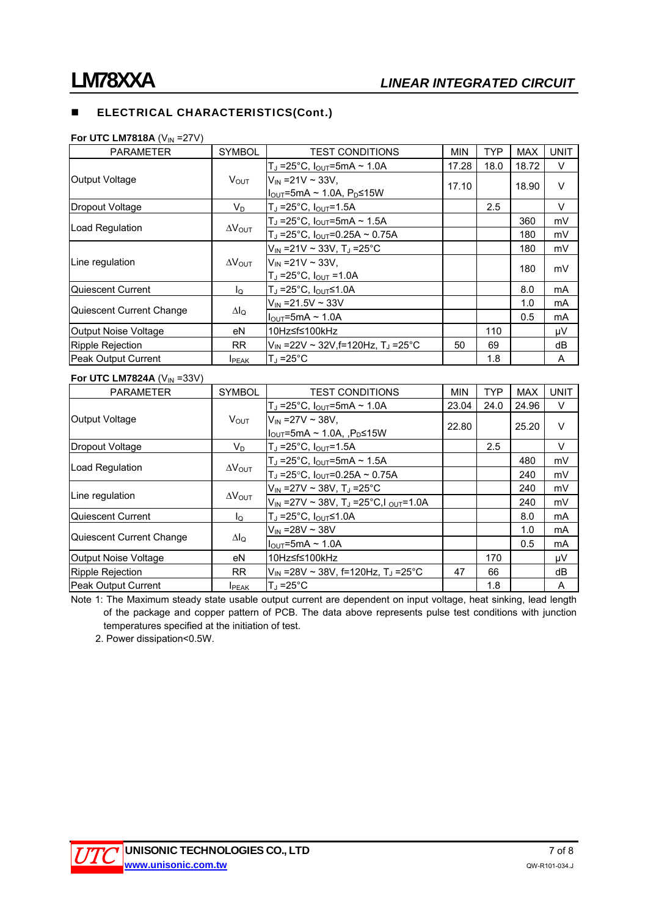## ELECTRICAL CHARACTERISTICS(Cont.)

**For UTC LM7818A** ($V_{IN}$ =27V)

| PARAMETER | SYMBOL | TEST CONDITIONS | MIN | TYP | MAX | UNIT |
|---|---|---|---|---|---|---|
| Output Voltage | $V_{OUT}$ | $T_J$ =25°C, $I_{OUT}$=5mA ~ 1.0A | 17.28 | 18.0 | 18.72 | V |
| | | $V_{IN}$ =21V ~ 33V, $I_{OUT}$=5mA ~ 1.0A, $P_D$≤15W | 17.10 | | 18.90 | V |
| Dropout Voltage | $V_D$ | $T_J$ =25°C, $I_{OUT}$=1.5A | | 2.5 | | V |
| Load Regulation | $\Delta V_{OUT}$ | $T_J$ =25°C, $I_{OUT}$=5mA ~ 1.5A | | | 360 | mV |
| | | $T_J$ =25°C, $I_{OUT}$=0.25A ~ 0.75A | | | 180 | mV |
| Line regulation | $\Delta V_{OUT}$ | $V_{IN}$ =21V ~ 33V, $T_J$ =25°C | | | 180 | mV |
| | | $V_{IN}$ =21V ~ 33V, $T_J$ =25°C, $I_{OUT}$ =1.0A | | | 180 | mV |
| Quiescent Current | $I_Q$ | $T_J$ =25°C, $I_{OUT}$≤1.0A | | | 8.0 | mA |
| Quiescent Current Change | $\Delta I_Q$ | $V_{IN}$ =21.5V ~ 33V | | | 1.0 | mA |
| | | $I_{OUT}$=5mA ~ 1.0A | | | 0.5 | mA |
| Output Noise Voltage | eN | 10Hz≤f≤100kHz | | 110 | | μV |
| Ripple Rejection | RR | $V_{IN}$ =22V ~ 32V,f=120Hz, $T_J$ =25°C | 50 | 69 | | dB |
| Peak Output Current | $I_{PEAK}$ | $T_J$ =25°C | | 1.8 | | A |

**For UTC LM7824A** ($V_{IN}$ =33V)

| PARAMETER | SYMBOL | TEST CONDITIONS | MIN | TYP | MAX | UNIT |
|---|---|---|---|---|---|---|
| Output Voltage | $V_{OUT}$ | $T_J$ =25°C, $I_{OUT}$=5mA ~ 1.0A | 23.04 | 24.0 | 24.96 | V |
| | | $V_{IN}$ =27V ~ 38V, $I_{OUT}$=5mA ~ 1.0A, ,$P_D$≤15W | 22.80 | | 25.20 | V |
| Dropout Voltage | $V_D$ | $T_J$ =25°C, $I_{OUT}$=1.5A | | 2.5 | | V |
| Load Regulation | $\Delta V_{OUT}$ | $T_J$ =25°C, $I_{OUT}$=5mA ~ 1.5A | | | 480 | mV |
| | | $T_J$ =25°C, $I_{OUT}$=0.25A ~ 0.75A | | | 240 | mV |
| Line regulation | $\Delta V_{OUT}$ | $V_{IN}$ =27V ~ 38V, $T_J$ =25°C | | | 240 | mV |
| | | $V_{IN}$ =27V ~ 38V, $T_J$ =25°C,$I_{OUT}$=1.0A | | | 240 | mV |
| Quiescent Current | $I_Q$ | $T_J$ =25°C, $I_{OUT}$≤1.0A | | | 8.0 | mA |
| Quiescent Current Change | $\Delta I_Q$ | $V_{IN}$ =28V ~ 38V | | | 1.0 | mA |
| | | $I_{OUT}$=5mA ~ 1.0A | | | 0.5 | mA |
| Output Noise Voltage | eN | 10Hz≤f≤100kHz | | 170 | | μV |
| Ripple Rejection | RR | $V_{IN}$ =28V ~ 38V, f=120Hz, $T_J$ =25°C | 47 | 66 | | dB |
| Peak Output Current | $I_{PEAK}$ | $T_J$ =25°C | | 1.8 | | A |

Note 1: The Maximum steady state usable output current are dependent on input voltage, heat sinking, lead length of the package and copper pattern of PCB. The data above represents pulse test conditions with junction temperatures specified at the initiation of test.

2. Power dissipation<0.5W.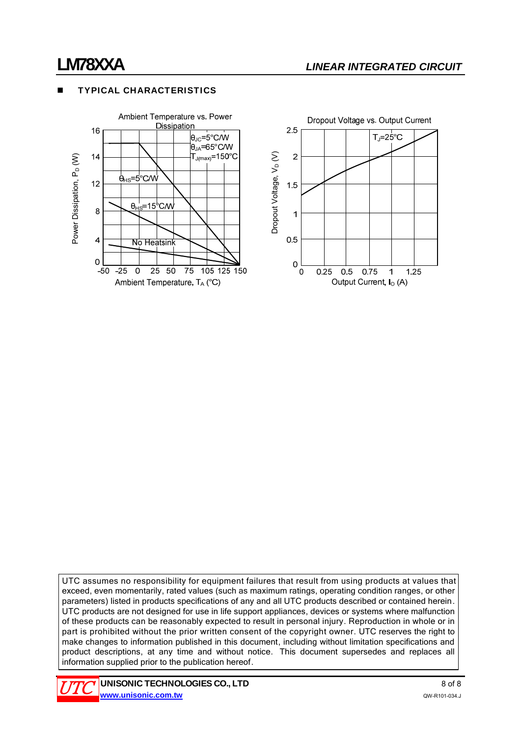## TYPICAL CHARACTERISTICS

Ambient Temperature vs. Power Dissipation

Power Dissipation, $P_D$ (W)

16
14
12
8
4
0

$\theta_{JC}$=5°C/W
$\theta_{JA}$=65°C/W
$T_{J(max)}$=150°C

$\theta_{HS}$=5°C/W

$\theta_{HS}$=15°C/W

No Heatsink

-50 -25 0 25 50 75 105 125 150

Ambient Temperature, $T_A$ (°C)

Dropout Voltage vs. Output Current

Dropout Voltage, $V_D$ (V)

2.5
2
1.5
1
0.5
0

$T_J$=25°C

0 0.25 0.5 0.75 1 1.25

Output Current, $I_O$ (A)

UTC assumes no responsibility for equipment failures that result from using products at values that exceed, even momentarily, rated values (such as maximum ratings, operating condition ranges, or other parameters) listed in products specifications of any and all UTC products described or contained herein. UTC products are not designed for use in life support appliances, devices or systems where malfunction of these products can be reasonably expected to result in personal injury. Reproduction in whole or in part is prohibited without the prior written consent of the copyright owner. UTC reserves the right to make changes to information published in this document, including without limitation specifications and product descriptions, at any time and without notice. This document supersedes and replaces all information supplied prior to the publication hereof.